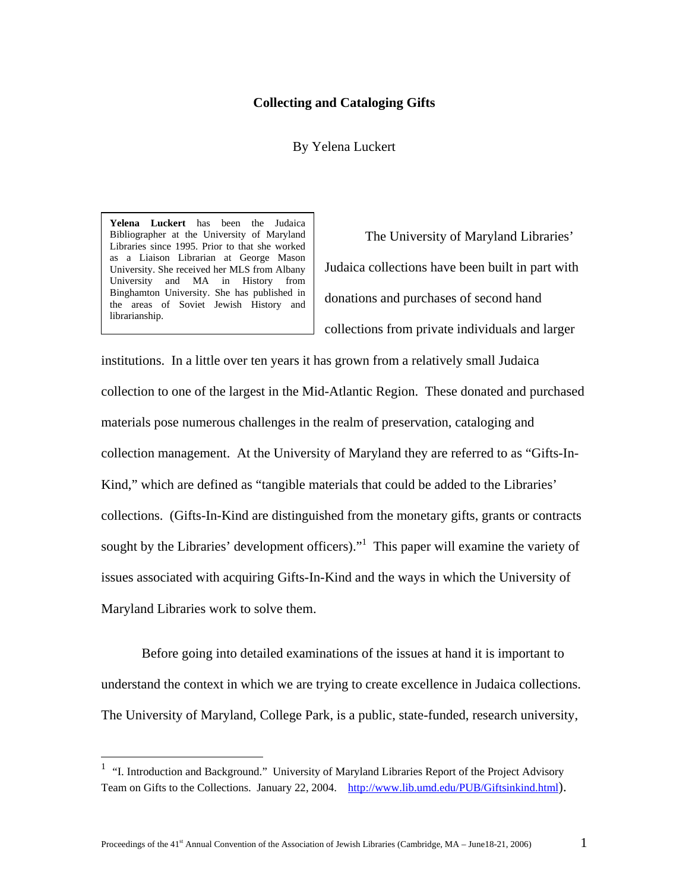# Collecting and Cataloging Gifts

By Yelena Luckert

**Yelena Luckert** has been the Judaica Bibliographer at the University of Maryland Libraries since 1995. Prior to that she worked as a Liaison Librarian at George Mason University. She received her MLS from Albany University and MA in History from Binghamton University. She has published in the areas of Soviet Jewish History and librarianship.

The University of Maryland Libraries' Judaica collections have been built in part with donations and purchases of second hand collections from private individuals and larger institutions. In a little over ten years it has grown from a relatively small Judaica collection to one of the largest in the Mid-Atlantic Region. These donated and purchased materials pose numerous challenges in the realm of preservation, cataloging and collection management. At the University of Maryland they are referred to as "Gifts-In-Kind," which are defined as "tangible materials that could be added to the Libraries' collections. (Gifts-In-Kind are distinguished from the monetary gifts, grants or contracts sought by the Libraries' development officers)."[1] This paper will examine the variety of issues associated with acquiring Gifts-In-Kind and the ways in which the University of Maryland Libraries work to solve them.

Before going into detailed examinations of the issues at hand it is important to understand the context in which we are trying to create excellence in Judaica collections. The University of Maryland, College Park, is a public, state-funded, research university,

---

[1] "I. Introduction and Background." University of Maryland Libraries Report of the Project Advisory Team on Gifts to the Collections. January 22, 2004. http://www.lib.umd.edu/PUB/Giftsinkind.html).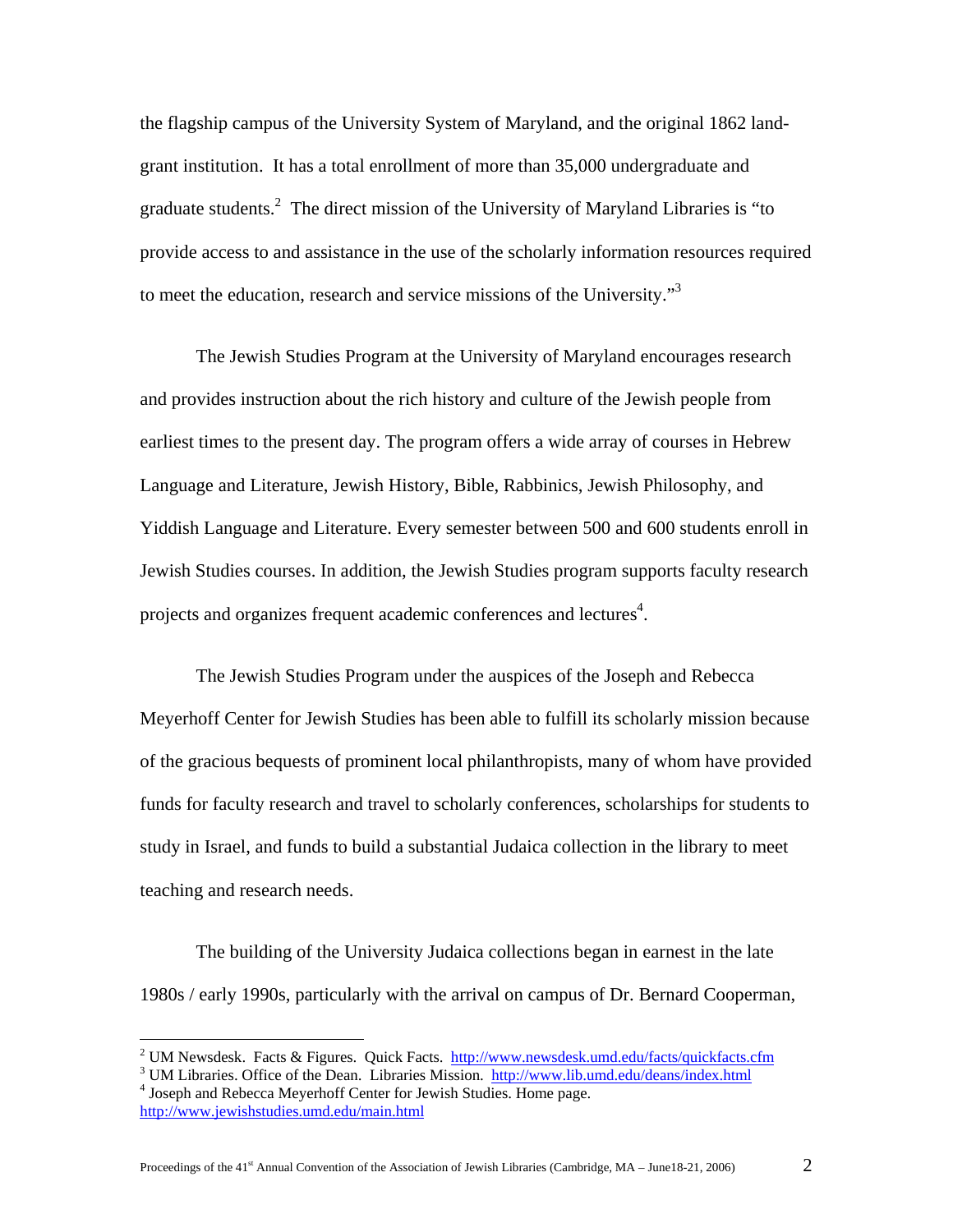the flagship campus of the University System of Maryland, and the original 1862 land-grant institution. It has a total enrollment of more than 35,000 undergraduate and graduate students.[2] The direct mission of the University of Maryland Libraries is "to provide access to and assistance in the use of the scholarly information resources required to meet the education, research and service missions of the University."[3]

The Jewish Studies Program at the University of Maryland encourages research and provides instruction about the rich history and culture of the Jewish people from earliest times to the present day. The program offers a wide array of courses in Hebrew Language and Literature, Jewish History, Bible, Rabbinics, Jewish Philosophy, and Yiddish Language and Literature. Every semester between 500 and 600 students enroll in Jewish Studies courses. In addition, the Jewish Studies program supports faculty research projects and organizes frequent academic conferences and lectures[4].

The Jewish Studies Program under the auspices of the Joseph and Rebecca Meyerhoff Center for Jewish Studies has been able to fulfill its scholarly mission because of the gracious bequests of prominent local philanthropists, many of whom have provided funds for faculty research and travel to scholarly conferences, scholarships for students to study in Israel, and funds to build a substantial Judaica collection in the library to meet teaching and research needs.

The building of the University Judaica collections began in earnest in the late 1980s / early 1990s, particularly with the arrival on campus of Dr. Bernard Cooperman,

---

[2] UM Newsdesk. Facts & Figures. Quick Facts. http://www.newsdesk.umd.edu/facts/quickfacts.cfm

[3] UM Libraries. Office of the Dean. Libraries Mission. http://www.lib.umd.edu/deans/index.html

[4] Joseph and Rebecca Meyerhoff Center for Jewish Studies. Home page. http://www.jewishstudies.umd.edu/main.html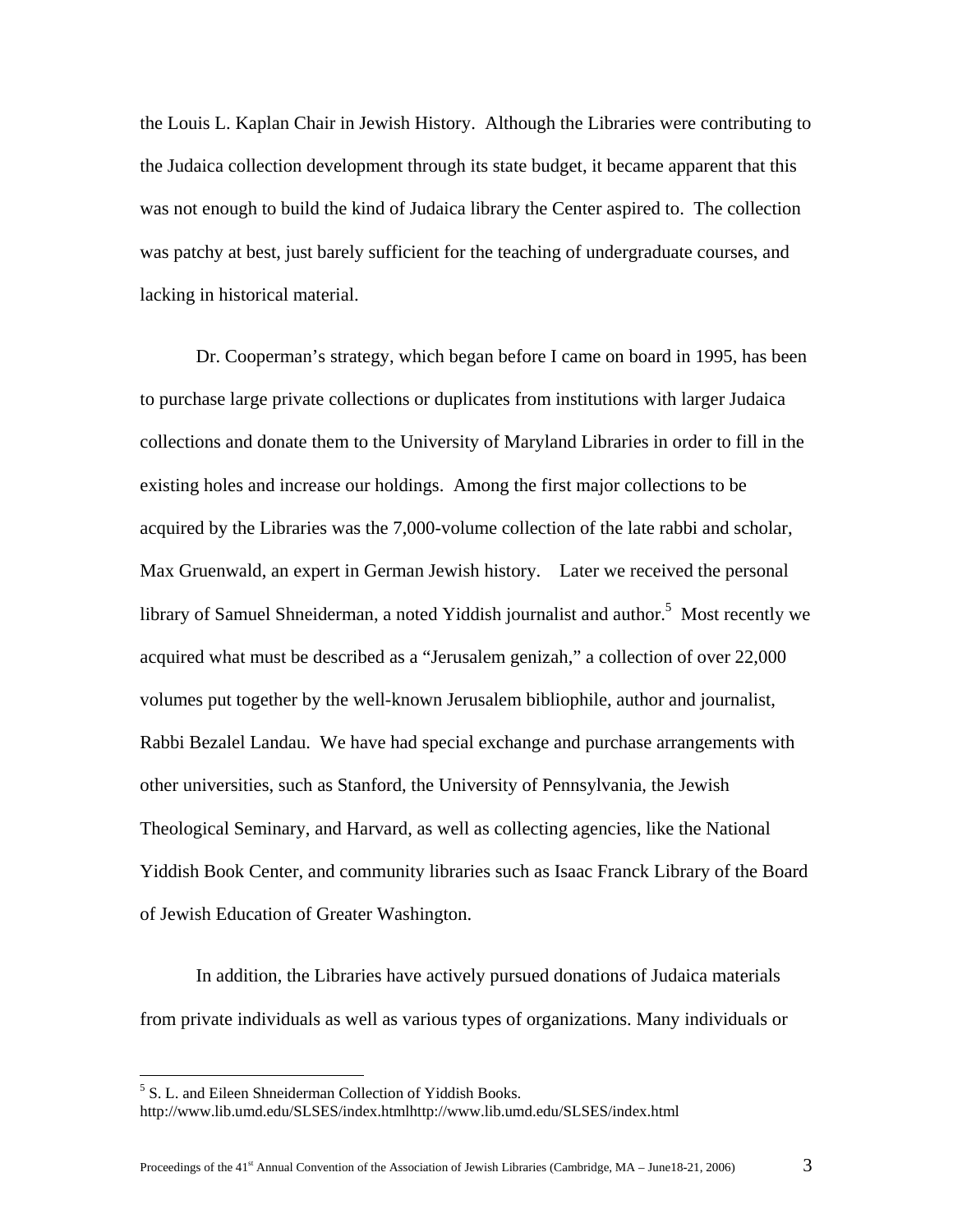the Louis L. Kaplan Chair in Jewish History. Although the Libraries were contributing to the Judaica collection development through its state budget, it became apparent that this was not enough to build the kind of Judaica library the Center aspired to. The collection was patchy at best, just barely sufficient for the teaching of undergraduate courses, and lacking in historical material.

Dr. Cooperman's strategy, which began before I came on board in 1995, has been to purchase large private collections or duplicates from institutions with larger Judaica collections and donate them to the University of Maryland Libraries in order to fill in the existing holes and increase our holdings. Among the first major collections to be acquired by the Libraries was the 7,000-volume collection of the late rabbi and scholar, Max Gruenwald, an expert in German Jewish history. Later we received the personal library of Samuel Shneiderman, a noted Yiddish journalist and author.[5] Most recently we acquired what must be described as a "Jerusalem genizah," a collection of over 22,000 volumes put together by the well-known Jerusalem bibliophile, author and journalist, Rabbi Bezalel Landau. We have had special exchange and purchase arrangements with other universities, such as Stanford, the University of Pennsylvania, the Jewish Theological Seminary, and Harvard, as well as collecting agencies, like the National Yiddish Book Center, and community libraries such as Isaac Franck Library of the Board of Jewish Education of Greater Washington.

In addition, the Libraries have actively pursued donations of Judaica materials from private individuals as well as various types of organizations. Many individuals or

---

[5] S. L. and Eileen Shneiderman Collection of Yiddish Books. http://www.lib.umd.edu/SLSES/index.htmlhttp://www.lib.umd.edu/SLSES/index.html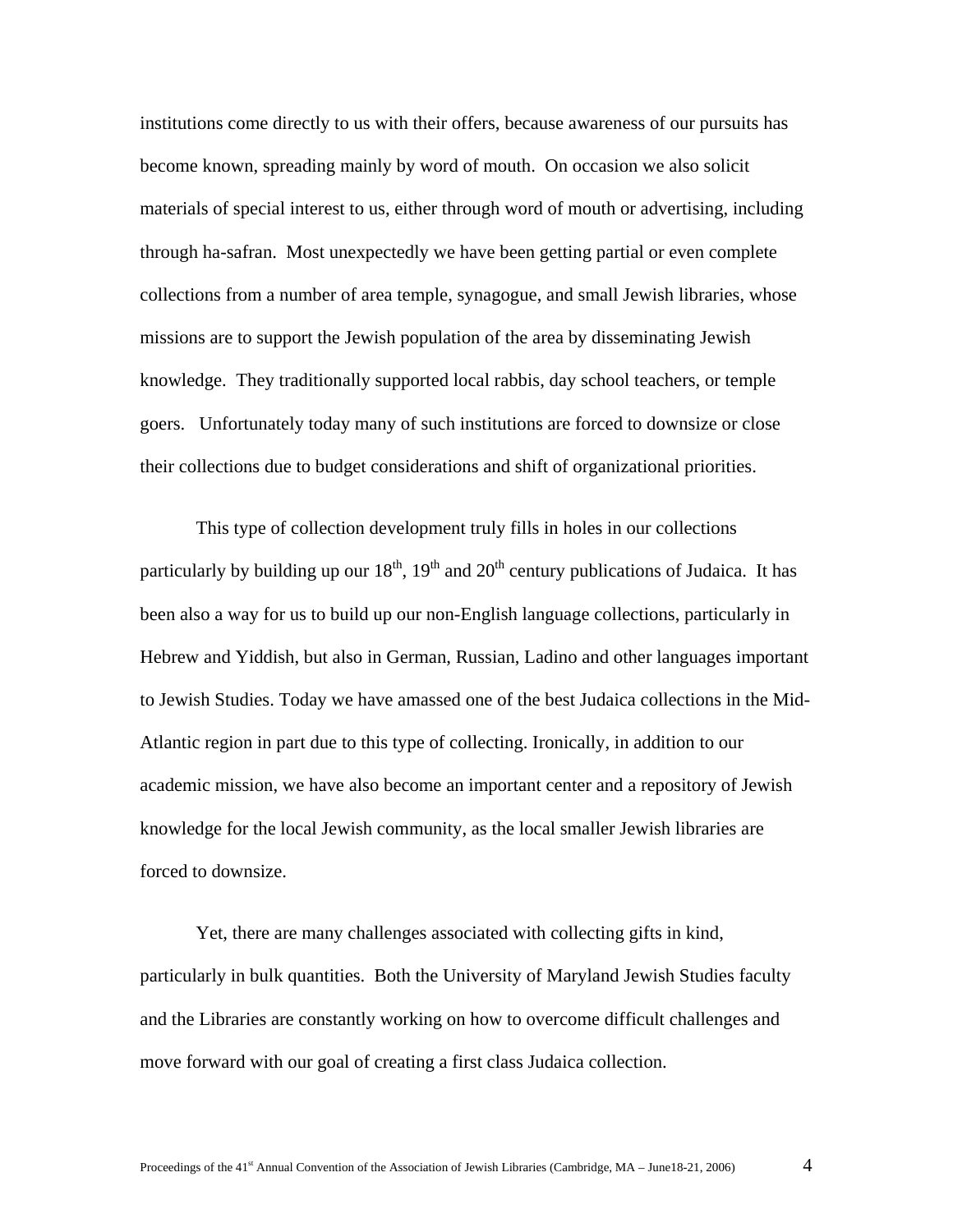institutions come directly to us with their offers, because awareness of our pursuits has become known, spreading mainly by word of mouth. On occasion we also solicit materials of special interest to us, either through word of mouth or advertising, including through ha-safran. Most unexpectedly we have been getting partial or even complete collections from a number of area temple, synagogue, and small Jewish libraries, whose missions are to support the Jewish population of the area by disseminating Jewish knowledge. They traditionally supported local rabbis, day school teachers, or temple goers. Unfortunately today many of such institutions are forced to downsize or close their collections due to budget considerations and shift of organizational priorities.

This type of collection development truly fills in holes in our collections particularly by building up our 18th, 19th and 20th century publications of Judaica. It has been also a way for us to build up our non-English language collections, particularly in Hebrew and Yiddish, but also in German, Russian, Ladino and other languages important to Jewish Studies. Today we have amassed one of the best Judaica collections in the Mid-Atlantic region in part due to this type of collecting. Ironically, in addition to our academic mission, we have also become an important center and a repository of Jewish knowledge for the local Jewish community, as the local smaller Jewish libraries are forced to downsize.

Yet, there are many challenges associated with collecting gifts in kind, particularly in bulk quantities. Both the University of Maryland Jewish Studies faculty and the Libraries are constantly working on how to overcome difficult challenges and move forward with our goal of creating a first class Judaica collection.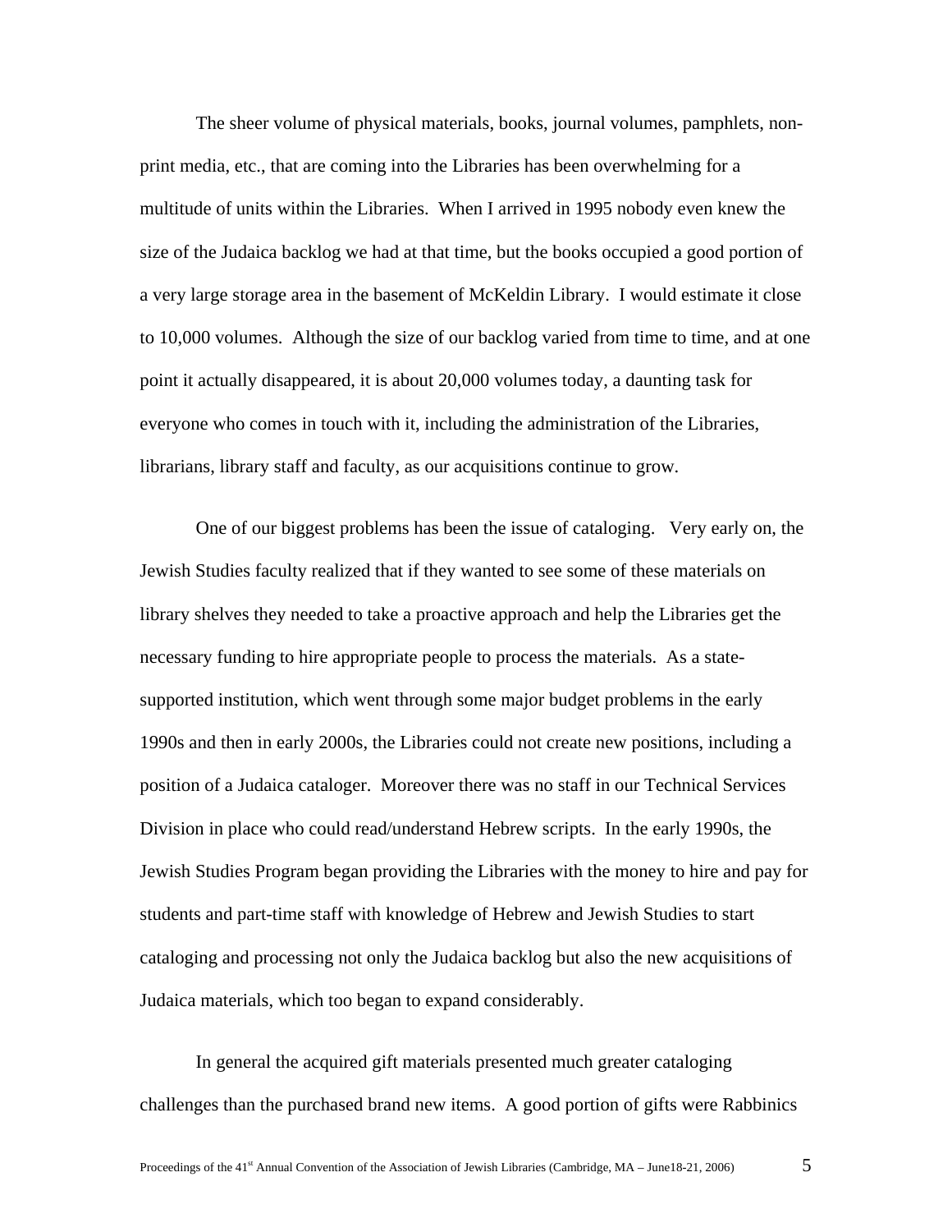The sheer volume of physical materials, books, journal volumes, pamphlets, non-print media, etc., that are coming into the Libraries has been overwhelming for a multitude of units within the Libraries. When I arrived in 1995 nobody even knew the size of the Judaica backlog we had at that time, but the books occupied a good portion of a very large storage area in the basement of McKeldin Library. I would estimate it close to 10,000 volumes. Although the size of our backlog varied from time to time, and at one point it actually disappeared, it is about 20,000 volumes today, a daunting task for everyone who comes in touch with it, including the administration of the Libraries, librarians, library staff and faculty, as our acquisitions continue to grow.

One of our biggest problems has been the issue of cataloging. Very early on, the Jewish Studies faculty realized that if they wanted to see some of these materials on library shelves they needed to take a proactive approach and help the Libraries get the necessary funding to hire appropriate people to process the materials. As a state-supported institution, which went through some major budget problems in the early 1990s and then in early 2000s, the Libraries could not create new positions, including a position of a Judaica cataloger. Moreover there was no staff in our Technical Services Division in place who could read/understand Hebrew scripts. In the early 1990s, the Jewish Studies Program began providing the Libraries with the money to hire and pay for students and part-time staff with knowledge of Hebrew and Jewish Studies to start cataloging and processing not only the Judaica backlog but also the new acquisitions of Judaica materials, which too began to expand considerably.

In general the acquired gift materials presented much greater cataloging challenges than the purchased brand new items. A good portion of gifts were Rabbinics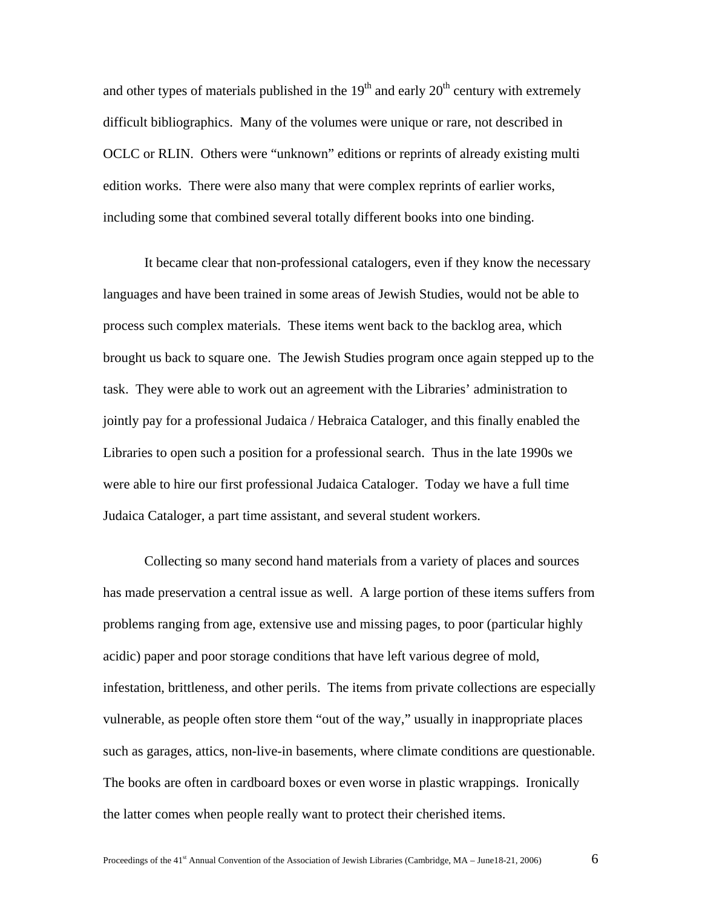and other types of materials published in the 19th and early 20th century with extremely difficult bibliographics. Many of the volumes were unique or rare, not described in OCLC or RLIN. Others were "unknown" editions or reprints of already existing multi edition works. There were also many that were complex reprints of earlier works, including some that combined several totally different books into one binding.

It became clear that non-professional catalogers, even if they know the necessary languages and have been trained in some areas of Jewish Studies, would not be able to process such complex materials. These items went back to the backlog area, which brought us back to square one. The Jewish Studies program once again stepped up to the task. They were able to work out an agreement with the Libraries' administration to jointly pay for a professional Judaica / Hebraica Cataloger, and this finally enabled the Libraries to open such a position for a professional search. Thus in the late 1990s we were able to hire our first professional Judaica Cataloger. Today we have a full time Judaica Cataloger, a part time assistant, and several student workers.

Collecting so many second hand materials from a variety of places and sources has made preservation a central issue as well. A large portion of these items suffers from problems ranging from age, extensive use and missing pages, to poor (particular highly acidic) paper and poor storage conditions that have left various degree of mold, infestation, brittleness, and other perils. The items from private collections are especially vulnerable, as people often store them "out of the way," usually in inappropriate places such as garages, attics, non-live-in basements, where climate conditions are questionable. The books are often in cardboard boxes or even worse in plastic wrappings. Ironically the latter comes when people really want to protect their cherished items.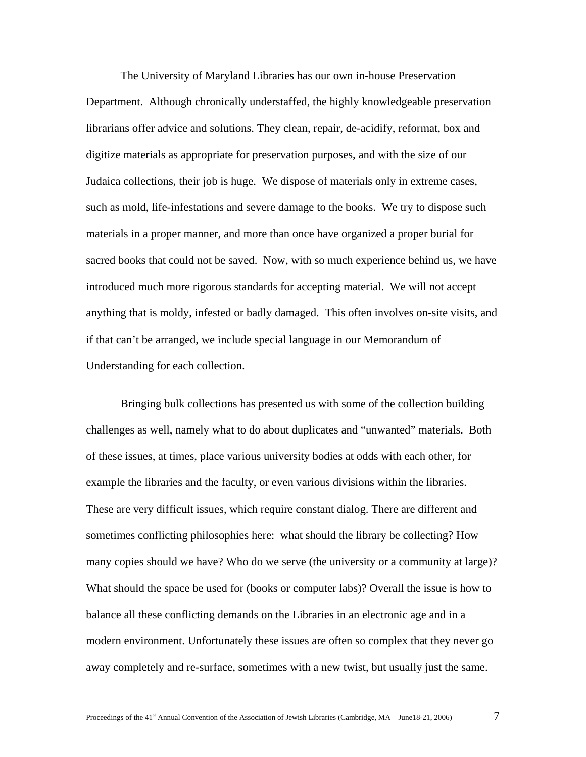The University of Maryland Libraries has our own in-house Preservation Department. Although chronically understaffed, the highly knowledgeable preservation librarians offer advice and solutions. They clean, repair, de-acidify, reformat, box and digitize materials as appropriate for preservation purposes, and with the size of our Judaica collections, their job is huge. We dispose of materials only in extreme cases, such as mold, life-infestations and severe damage to the books. We try to dispose such materials in a proper manner, and more than once have organized a proper burial for sacred books that could not be saved. Now, with so much experience behind us, we have introduced much more rigorous standards for accepting material. We will not accept anything that is moldy, infested or badly damaged. This often involves on-site visits, and if that can't be arranged, we include special language in our Memorandum of Understanding for each collection.

Bringing bulk collections has presented us with some of the collection building challenges as well, namely what to do about duplicates and "unwanted" materials. Both of these issues, at times, place various university bodies at odds with each other, for example the libraries and the faculty, or even various divisions within the libraries. These are very difficult issues, which require constant dialog. There are different and sometimes conflicting philosophies here: what should the library be collecting? How many copies should we have? Who do we serve (the university or a community at large)? What should the space be used for (books or computer labs)? Overall the issue is how to balance all these conflicting demands on the Libraries in an electronic age and in a modern environment. Unfortunately these issues are often so complex that they never go away completely and re-surface, sometimes with a new twist, but usually just the same.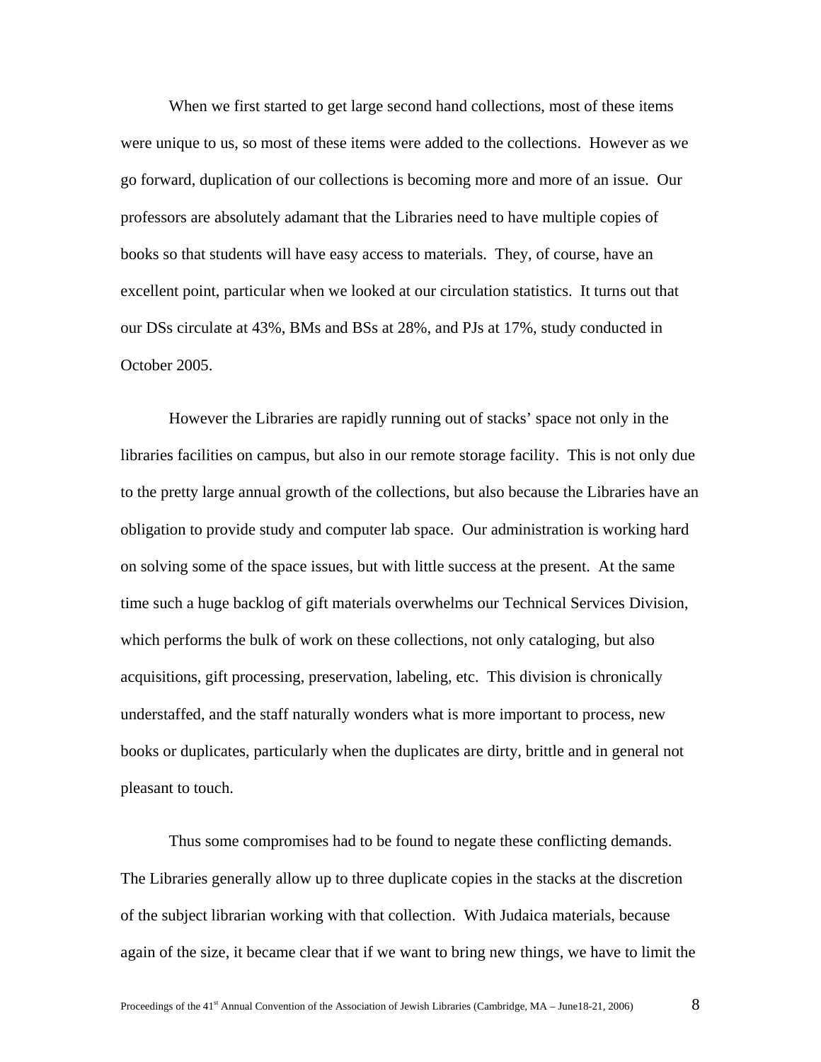When we first started to get large second hand collections, most of these items were unique to us, so most of these items were added to the collections. However as we go forward, duplication of our collections is becoming more and more of an issue. Our professors are absolutely adamant that the Libraries need to have multiple copies of books so that students will have easy access to materials. They, of course, have an excellent point, particular when we looked at our circulation statistics. It turns out that our DSs circulate at 43%, BMs and BSs at 28%, and PJs at 17%, study conducted in October 2005.

However the Libraries are rapidly running out of stacks' space not only in the libraries facilities on campus, but also in our remote storage facility. This is not only due to the pretty large annual growth of the collections, but also because the Libraries have an obligation to provide study and computer lab space. Our administration is working hard on solving some of the space issues, but with little success at the present. At the same time such a huge backlog of gift materials overwhelms our Technical Services Division, which performs the bulk of work on these collections, not only cataloging, but also acquisitions, gift processing, preservation, labeling, etc. This division is chronically understaffed, and the staff naturally wonders what is more important to process, new books or duplicates, particularly when the duplicates are dirty, brittle and in general not pleasant to touch.

Thus some compromises had to be found to negate these conflicting demands. The Libraries generally allow up to three duplicate copies in the stacks at the discretion of the subject librarian working with that collection. With Judaica materials, because again of the size, it became clear that if we want to bring new things, we have to limit the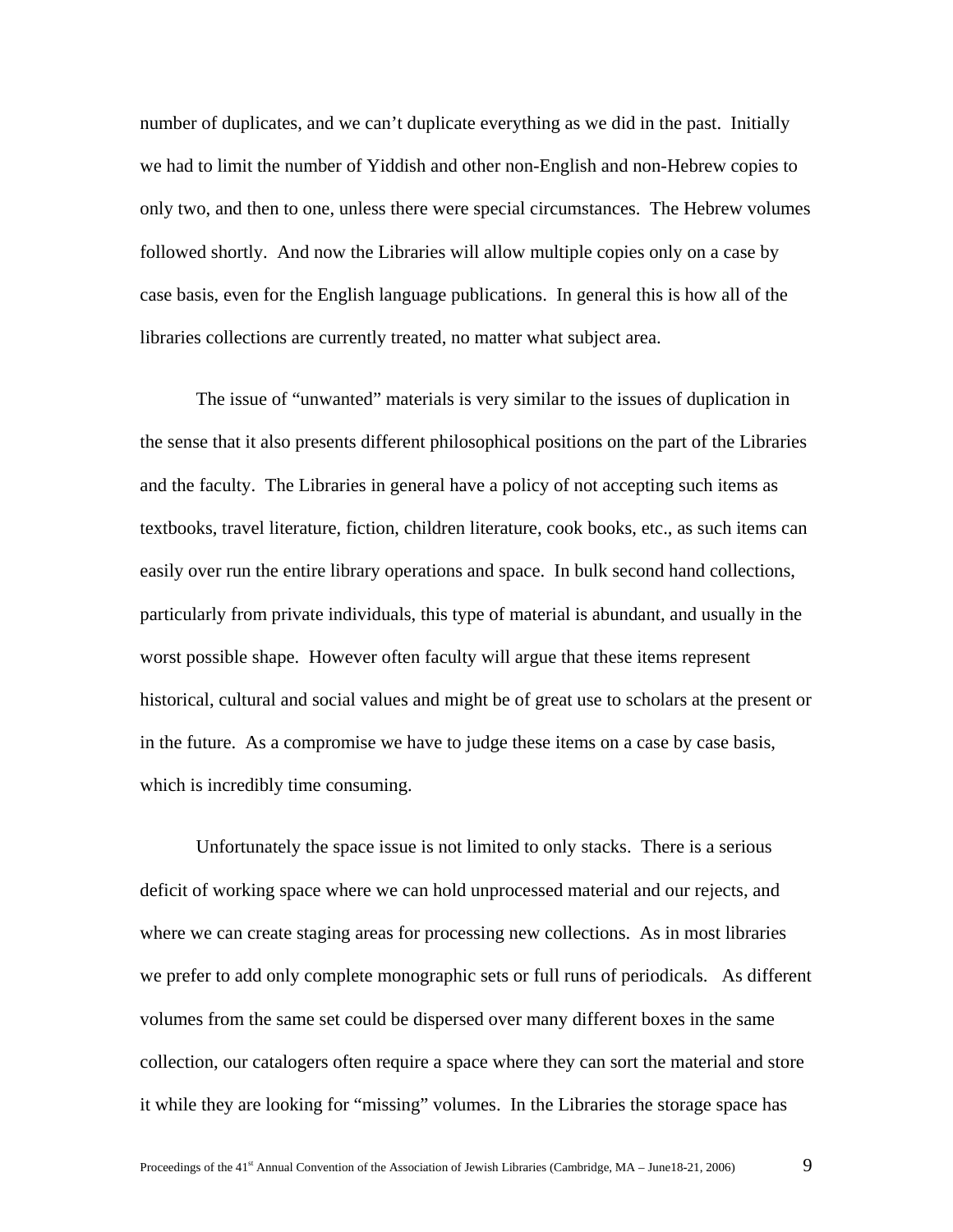number of duplicates, and we can't duplicate everything as we did in the past. Initially we had to limit the number of Yiddish and other non-English and non-Hebrew copies to only two, and then to one, unless there were special circumstances. The Hebrew volumes followed shortly. And now the Libraries will allow multiple copies only on a case by case basis, even for the English language publications. In general this is how all of the libraries collections are currently treated, no matter what subject area.

The issue of "unwanted" materials is very similar to the issues of duplication in the sense that it also presents different philosophical positions on the part of the Libraries and the faculty. The Libraries in general have a policy of not accepting such items as textbooks, travel literature, fiction, children literature, cook books, etc., as such items can easily over run the entire library operations and space. In bulk second hand collections, particularly from private individuals, this type of material is abundant, and usually in the worst possible shape. However often faculty will argue that these items represent historical, cultural and social values and might be of great use to scholars at the present or in the future. As a compromise we have to judge these items on a case by case basis, which is incredibly time consuming.

Unfortunately the space issue is not limited to only stacks. There is a serious deficit of working space where we can hold unprocessed material and our rejects, and where we can create staging areas for processing new collections. As in most libraries we prefer to add only complete monographic sets or full runs of periodicals. As different volumes from the same set could be dispersed over many different boxes in the same collection, our catalogers often require a space where they can sort the material and store it while they are looking for "missing" volumes. In the Libraries the storage space has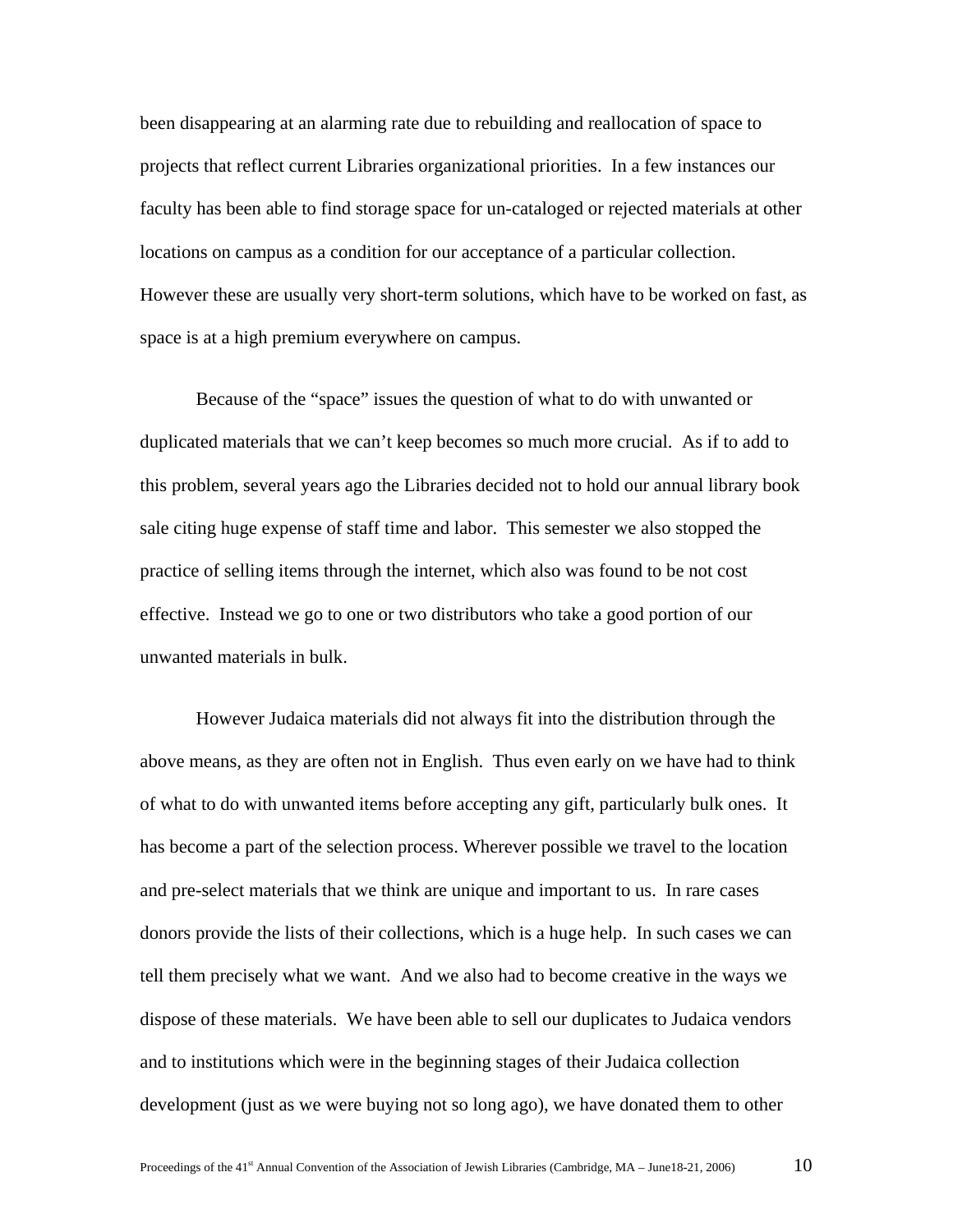been disappearing at an alarming rate due to rebuilding and reallocation of space to projects that reflect current Libraries organizational priorities. In a few instances our faculty has been able to find storage space for un-cataloged or rejected materials at other locations on campus as a condition for our acceptance of a particular collection. However these are usually very short-term solutions, which have to be worked on fast, as space is at a high premium everywhere on campus.

Because of the "space" issues the question of what to do with unwanted or duplicated materials that we can't keep becomes so much more crucial. As if to add to this problem, several years ago the Libraries decided not to hold our annual library book sale citing huge expense of staff time and labor. This semester we also stopped the practice of selling items through the internet, which also was found to be not cost effective. Instead we go to one or two distributors who take a good portion of our unwanted materials in bulk.

However Judaica materials did not always fit into the distribution through the above means, as they are often not in English. Thus even early on we have had to think of what to do with unwanted items before accepting any gift, particularly bulk ones. It has become a part of the selection process. Wherever possible we travel to the location and pre-select materials that we think are unique and important to us. In rare cases donors provide the lists of their collections, which is a huge help. In such cases we can tell them precisely what we want. And we also had to become creative in the ways we dispose of these materials. We have been able to sell our duplicates to Judaica vendors and to institutions which were in the beginning stages of their Judaica collection development (just as we were buying not so long ago), we have donated them to other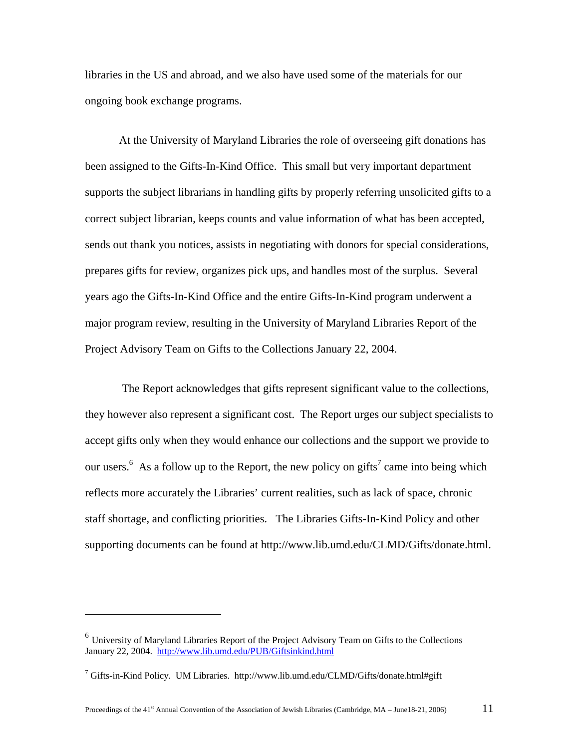libraries in the US and abroad, and we also have used some of the materials for our ongoing book exchange programs.

At the University of Maryland Libraries the role of overseeing gift donations has been assigned to the Gifts-In-Kind Office. This small but very important department supports the subject librarians in handling gifts by properly referring unsolicited gifts to a correct subject librarian, keeps counts and value information of what has been accepted, sends out thank you notices, assists in negotiating with donors for special considerations, prepares gifts for review, organizes pick ups, and handles most of the surplus. Several years ago the Gifts-In-Kind Office and the entire Gifts-In-Kind program underwent a major program review, resulting in the University of Maryland Libraries Report of the Project Advisory Team on Gifts to the Collections January 22, 2004.

The Report acknowledges that gifts represent significant value to the collections, they however also represent a significant cost. The Report urges our subject specialists to accept gifts only when they would enhance our collections and the support we provide to our users.[6] As a follow up to the Report, the new policy on gifts[7] came into being which reflects more accurately the Libraries' current realities, such as lack of space, chronic staff shortage, and conflicting priorities. The Libraries Gifts-In-Kind Policy and other supporting documents can be found at http://www.lib.umd.edu/CLMD/Gifts/donate.html.

---

[6] University of Maryland Libraries Report of the Project Advisory Team on Gifts to the Collections January 22, 2004. http://www.lib.umd.edu/PUB/Giftsinkind.html

[7] Gifts-in-Kind Policy. UM Libraries. http://www.lib.umd.edu/CLMD/Gifts/donate.html#gift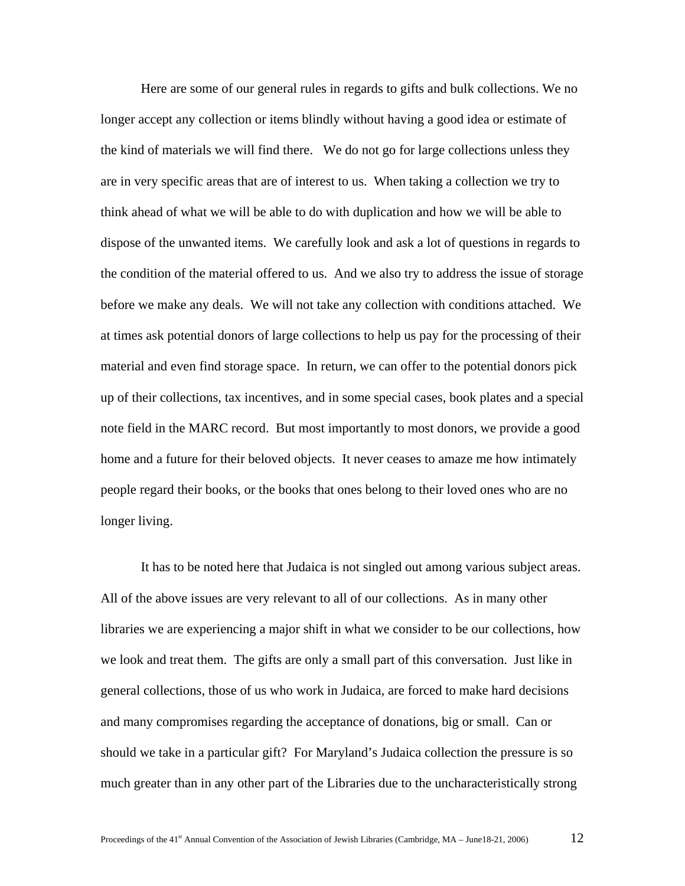Here are some of our general rules in regards to gifts and bulk collections. We no longer accept any collection or items blindly without having a good idea or estimate of the kind of materials we will find there. We do not go for large collections unless they are in very specific areas that are of interest to us. When taking a collection we try to think ahead of what we will be able to do with duplication and how we will be able to dispose of the unwanted items. We carefully look and ask a lot of questions in regards to the condition of the material offered to us. And we also try to address the issue of storage before we make any deals. We will not take any collection with conditions attached. We at times ask potential donors of large collections to help us pay for the processing of their material and even find storage space. In return, we can offer to the potential donors pick up of their collections, tax incentives, and in some special cases, book plates and a special note field in the MARC record. But most importantly to most donors, we provide a good home and a future for their beloved objects. It never ceases to amaze me how intimately people regard their books, or the books that ones belong to their loved ones who are no longer living.

It has to be noted here that Judaica is not singled out among various subject areas. All of the above issues are very relevant to all of our collections. As in many other libraries we are experiencing a major shift in what we consider to be our collections, how we look and treat them. The gifts are only a small part of this conversation. Just like in general collections, those of us who work in Judaica, are forced to make hard decisions and many compromises regarding the acceptance of donations, big or small. Can or should we take in a particular gift? For Maryland's Judaica collection the pressure is so much greater than in any other part of the Libraries due to the uncharacteristically strong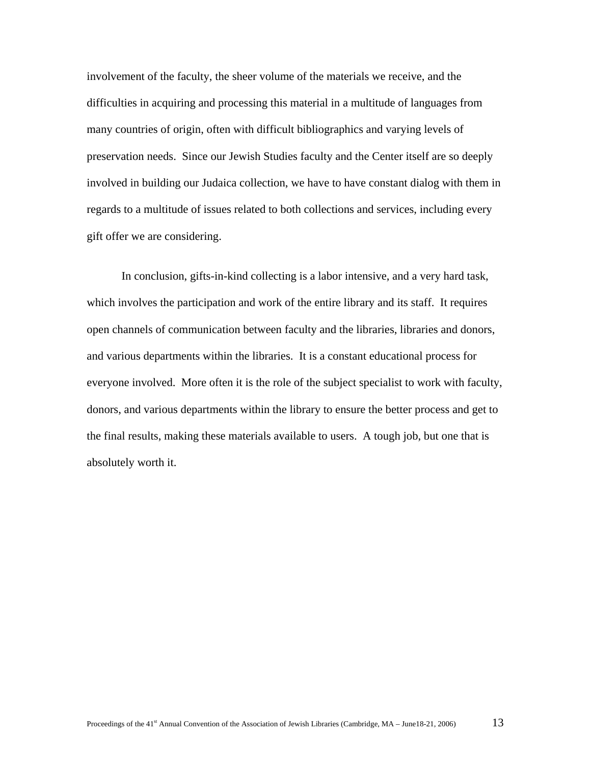involvement of the faculty, the sheer volume of the materials we receive, and the difficulties in acquiring and processing this material in a multitude of languages from many countries of origin, often with difficult bibliographics and varying levels of preservation needs. Since our Jewish Studies faculty and the Center itself are so deeply involved in building our Judaica collection, we have to have constant dialog with them in regards to a multitude of issues related to both collections and services, including every gift offer we are considering.

In conclusion, gifts-in-kind collecting is a labor intensive, and a very hard task, which involves the participation and work of the entire library and its staff. It requires open channels of communication between faculty and the libraries, libraries and donors, and various departments within the libraries. It is a constant educational process for everyone involved. More often it is the role of the subject specialist to work with faculty, donors, and various departments within the library to ensure the better process and get to the final results, making these materials available to users. A tough job, but one that is absolutely worth it.